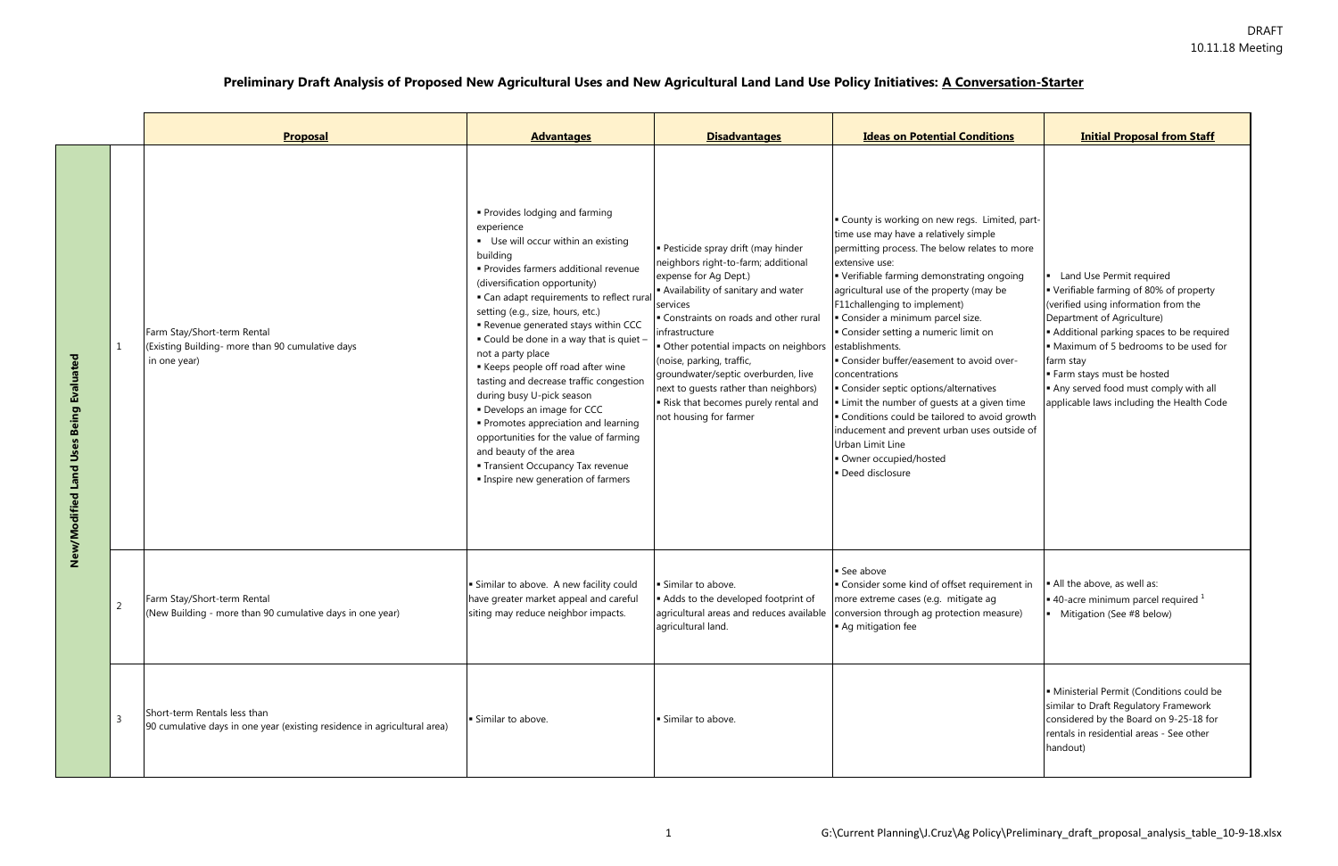DRAFT
10.11.18 Meeting

# Preliminary Draft Analysis of Proposed New Agricultural Uses and New Agricultural Land Land Use Policy Initiatives: A Conversation-Starter

| | | Proposal | Advantages | Disadvantages | Ideas on Potential Conditions | Initial Proposal from Staff |
|---|---|---|---|---|---|---|
| New/Modified Land Uses Being Evaluated | 1 | Farm Stay/Short-term Rental (Existing Building- more than 90 cumulative days in one year) | ▪ Provides lodging and farming experience<br>▪ Use will occur within an existing building<br>▪ Provides farmers additional revenue (diversification opportunity)<br>▪ Can adapt requirements to reflect rural setting (e.g., size, hours, etc.)<br>▪ Revenue generated stays within CCC<br>▪ Could be done in a way that is quiet – not a party place<br>▪ Keeps people off road after wine tasting and decrease traffic congestion during busy U-pick season<br>▪ Develops an image for CCC<br>▪ Promotes appreciation and learning opportunities for the value of farming and beauty of the area<br>▪ Transient Occupancy Tax revenue<br>▪ Inspire new generation of farmers | ▪ Pesticide spray drift (may hinder neighbors right-to-farm; additional expense for Ag Dept.)<br>▪ Availability of sanitary and water services<br>▪ Constraints on roads and other rural infrastructure<br>▪ Other potential impacts on neighbors (noise, parking, traffic, groundwater/septic overburden, live next to guests rather than neighbors)<br>▪ Risk that becomes purely rental and not housing for farmer | ▪ County is working on new regs. Limited, part-time use may have a relatively simple permitting process. The below relates to more extensive use:<br>▪ Verifiable farming demonstrating ongoing agricultural use of the property (may be F11challenging to implement)<br>▪ Consider a minimum parcel size.<br>▪ Consider setting a numeric limit on establishments.<br>▪ Consider buffer/easement to avoid over-concentrations<br>▪ Consider septic options/alternatives<br>▪ Limit the number of guests at a given time<br>▪ Conditions could be tailored to avoid growth inducement and prevent urban uses outside of Urban Limit Line<br>▪ Owner occupied/hosted<br>▪ Deed disclosure | ▪ Land Use Permit required<br>▪ Verifiable farming of 80% of property (verified using information from the Department of Agriculture)<br>▪ Additional parking spaces to be required<br>▪ Maximum of 5 bedrooms to be used for farm stay<br>▪ Farm stays must be hosted<br>▪ Any served food must comply with all applicable laws including the Health Code |
| | 2 | Farm Stay/Short-term Rental (New Building - more than 90 cumulative days in one year) | ▪ Similar to above. A new facility could have greater market appeal and careful siting may reduce neighbor impacts. | ▪ Similar to above.<br>▪ Adds to the developed footprint of agricultural areas and reduces available agricultural land. | ▪ See above<br>▪ Consider some kind of offset requirement in more extreme cases (e.g. mitigate ag conversion through ag protection measure)<br>▪ Ag mitigation fee | ▪ All the above, as well as:<br>▪ 40-acre minimum parcel required [1]<br>▪ Mitigation (See #8 below) |
| | 3 | Short-term Rentals less than 90 cumulative days in one year (existing residence in agricultural area) | ▪ Similar to above. | ▪ Similar to above. | | ▪ Ministerial Permit (Conditions could be similar to Draft Regulatory Framework considered by the Board on 9-25-18 for rentals in residential areas - See other handout) |

G:\Current Planning\J.Cruz\Ag Policy\Preliminary_draft_proposal_analysis_table_10-9-18.xlsx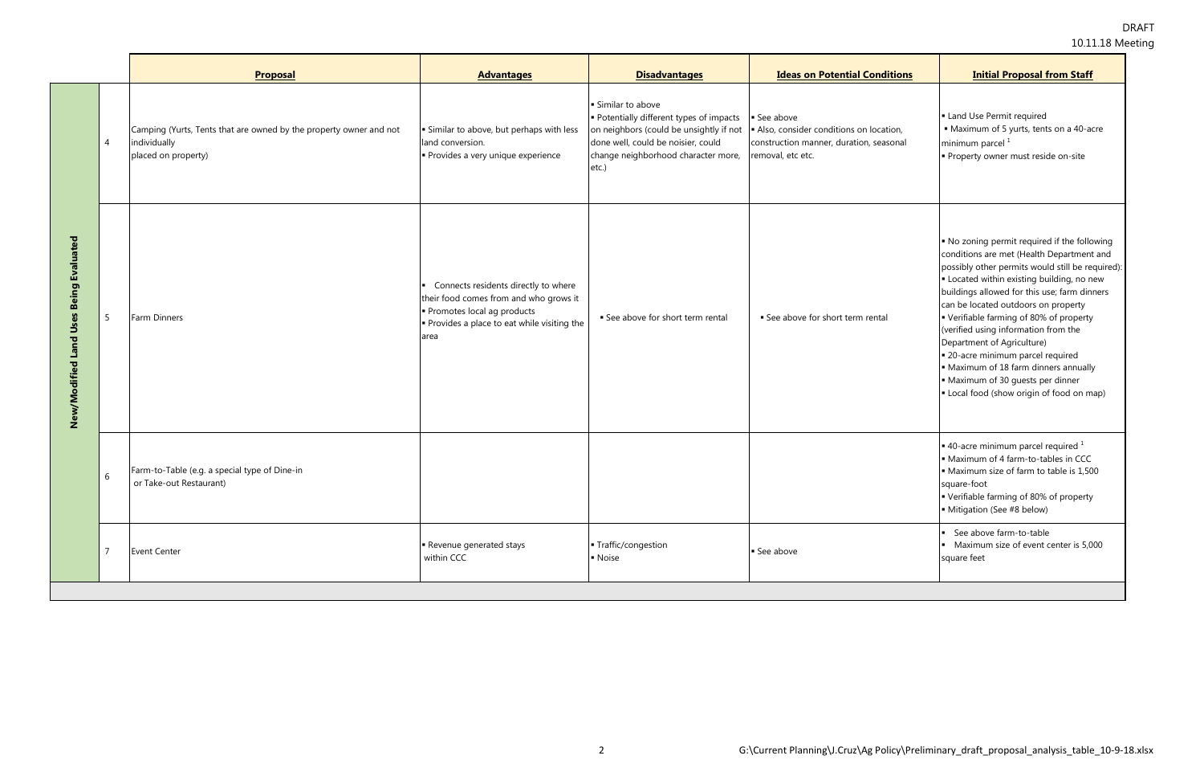DRAFT
10.11.18 Meeting

| | | Proposal | Advantages | Disadvantages | Ideas on Potential Conditions | Initial Proposal from Staff |
|---|---|---|---|---|---|---|
| New/Modified Land Uses Being Evaluated | 4 | Camping (Yurts, Tents that are owned by the property owner and not individually placed on property) | ▪ Similar to above, but perhaps with less land conversion.<br>▪ Provides a very unique experience | ▪ Similar to above<br>▪ Potentially different types of impacts on neighbors (could be unsightly if not done well, could be noisier, could change neighborhood character more, etc.) | ▪ See above<br>▪ Also, consider conditions on location, construction manner, duration, seasonal removal, etc etc. | ▪ Land Use Permit required<br>▪ Maximum of 5 yurts, tents on a 40-acre minimum parcel [1]<br>▪ Property owner must reside on-site |
| | 5 | Farm Dinners | ▪ Connects residents directly to where their food comes from and who grows it<br>▪ Promotes local ag products<br>▪ Provides a place to eat while visiting the area | ▪ See above for short term rental | ▪ See above for short term rental | ▪ No zoning permit required if the following conditions are met (Health Department and possibly other permits would still be required):<br>▪ Located within existing building, no new buildings allowed for this use; farm dinners can be located outdoors on property<br>▪ Verifiable farming of 80% of property (verified using information from the Department of Agriculture)<br>▪ 20-acre minimum parcel required<br>▪ Maximum of 18 farm dinners annually<br>▪ Maximum of 30 guests per dinner<br>▪ Local food (show origin of food on map) |
| | 6 | Farm-to-Table (e.g. a special type of Dine-in or Take-out Restaurant) | | | | ▪ 40-acre minimum parcel required [1]<br>▪ Maximum of 4 farm-to-tables in CCC<br>▪ Maximum size of farm to table is 1,500 square-foot<br>▪ Verifiable farming of 80% of property<br>▪ Mitigation (See #8 below) |
| | 7 | Event Center | ▪ Revenue generated stays within CCC | ▪ Traffic/congestion<br>▪ Noise | ▪ See above | ▪ See above farm-to-table<br>▪ Maximum size of event center is 5,000 square feet |

G:\Current Planning\J.Cruz\Ag Policy\Preliminary_draft_proposal_analysis_table_10-9-18.xlsx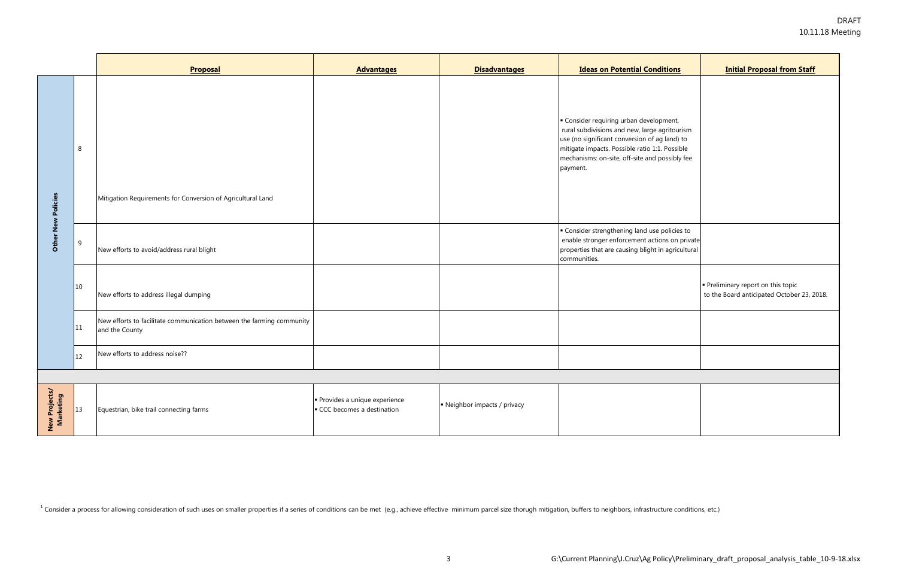DRAFT
10.11.18 Meeting

| | | Proposal | Advantages | Disadvantages | Ideas on Potential Conditions | Initial Proposal from Staff |
|---|---|---|---|---|---|---|
| Other New Policies | 8 | Mitigation Requirements for Conversion of Agricultural Land | | | ▪ Consider requiring urban development, rural subdivisions and new, large agritourism use (no significant conversion of ag land) to mitigate impacts. Possible ratio 1:1. Possible mechanisms: on-site, off-site and possibly fee payment. | |
| | 9 | New efforts to avoid/address rural blight | | | ▪ Consider strengthening land use policies to enable stronger enforcement actions on private properties that are causing blight in agricultural communities. | |
| | 10 | New efforts to address illegal dumping | | | | ▪ Preliminary report on this topic to the Board anticipated October 23, 2018. |
| | 11 | New efforts to facilitate communication between the farming community and the County | | | | |
| | 12 | New efforts to address noise?? | | | | |
| New Projects/ Marketing | 13 | Equestrian, bike trail connecting farms | ▪ Provides a unique experience<br>▪ CCC becomes a destination | ▪ Neighbor impacts / privacy | | |

[1] Consider a process for allowing consideration of such uses on smaller properties if a series of conditions can be met (e.g., achieve effective minimum parcel size thorugh mitigation, buffers to neighbors, infrastructure conditions, etc.)

G:\Current Planning\J.Cruz\Ag Policy\Preliminary_draft_proposal_analysis_table_10-9-18.xlsx